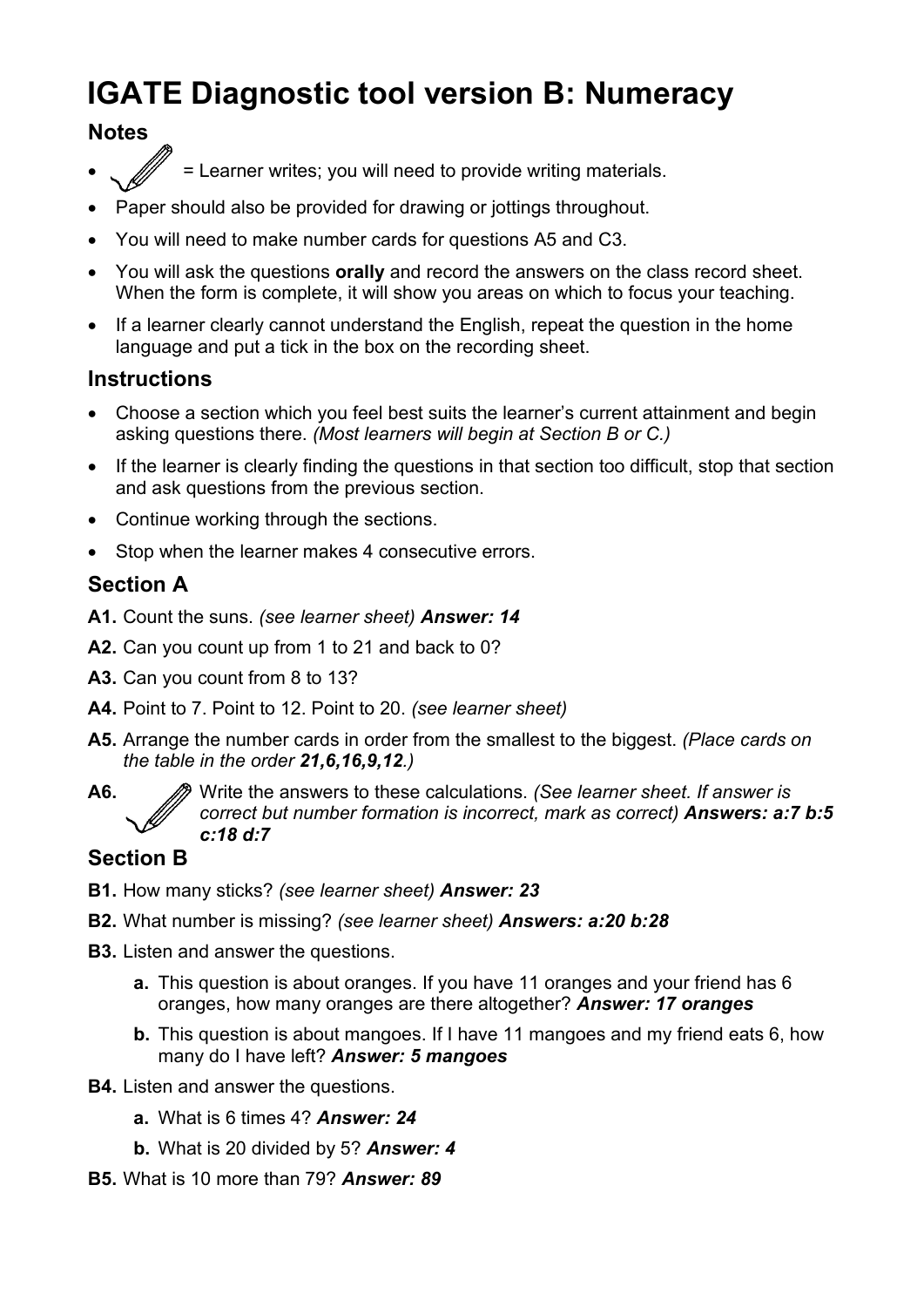# IGATE Diagnostic tool version B: Numeracy

## Notes

- = Learner writes; you will need to provide writing materials.
- Paper should also be provided for drawing or jottings throughout.
- You will need to make number cards for questions A5 and C3.
- You will ask the questions **orally** and record the answers on the class record sheet. When the form is complete, it will show you areas on which to focus your teaching.
- If a learner clearly cannot understand the English, repeat the question in the home language and put a tick in the box on the recording sheet.

## Instructions

- Choose a section which you feel best suits the learner's current attainment and begin asking questions there. *(Most learners will begin at Section B or C.)*
- If the learner is clearly finding the questions in that section too difficult, stop that section and ask questions from the previous section.
- Continue working through the sections.
- Stop when the learner makes 4 consecutive errors.

## Section A

**A1.** Count the suns. *(see learner sheet)* ***Answer: 14***

**A2.** Can you count up from 1 to 21 and back to 0?

**A3.** Can you count from 8 to 13?

**A4.** Point to 7. Point to 12. Point to 20. *(see learner sheet)*

**A5.** Arrange the number cards in order from the smallest to the biggest. *(Place cards on the table in the order **21,6,16,9,12**.)*

**A6.** Write the answers to these calculations. *(See learner sheet. If answer is correct but number formation is incorrect, mark as correct)* ***Answers: a:7 b:5 c:18 d:7***

## Section B

**B1.** How many sticks? *(see learner sheet)* ***Answer: 23***

**B2.** What number is missing? *(see learner sheet)* ***Answers: a:20 b:28***

**B3.** Listen and answer the questions.

  **a.** This question is about oranges. If you have 11 oranges and your friend has 6 oranges, how many oranges are there altogether? ***Answer: 17 oranges***

  **b.** This question is about mangoes. If I have 11 mangoes and my friend eats 6, how many do I have left? ***Answer: 5 mangoes***

**B4.** Listen and answer the questions.

  **a.** What is 6 times 4? ***Answer: 24***

  **b.** What is 20 divided by 5? ***Answer: 4***

**B5.** What is 10 more than 79? ***Answer: 89***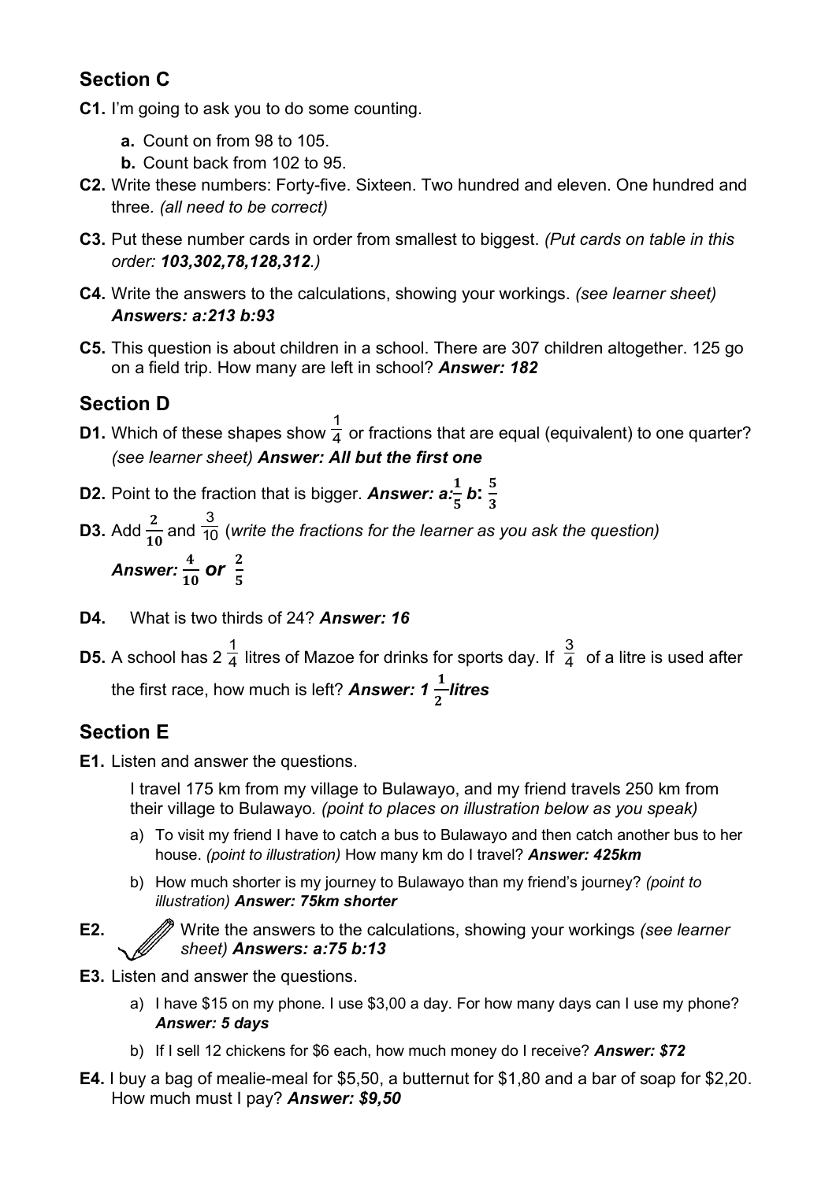## Section C

**C1.** I'm going to ask you to do some counting.

- **a.** Count on from 98 to 105.
- **b.** Count back from 102 to 95.

**C2.** Write these numbers: Forty-five. Sixteen. Two hundred and eleven. One hundred and three. *(all need to be correct)*

**C3.** Put these number cards in order from smallest to biggest. *(Put cards on table in this order: **103,302,78,128,312**.)*

**C4.** Write the answers to the calculations, showing your workings. *(see learner sheet)* ***Answers: a:213 b:93***

**C5.** This question is about children in a school. There are 307 children altogether. 125 go on a field trip. How many are left in school? ***Answer: 182***

## Section D

**D1.** Which of these shapes show $\frac{1}{4}$ or fractions that are equal (equivalent) to one quarter? *(see learner sheet)* ***Answer: All but the first one***

**D2.** Point to the fraction that is bigger. ***Answer: a:*** $\frac{1}{5}$ ***b:*** $\frac{5}{3}$

**D3.** Add $\frac{2}{10}$ and $\frac{3}{10}$ (*write the fractions for the learner as you ask the question)*

***Answer:*** $\frac{4}{10}$ ***or*** $\frac{2}{5}$

**D4.** What is two thirds of 24? ***Answer: 16***

**D5.** A school has $2\frac{1}{4}$ litres of Mazoe for drinks for sports day. If $\frac{3}{4}$ of a litre is used after the first race, how much is left? ***Answer:*** $1\frac{1}{2}$ ***litres***

## Section E

**E1.** Listen and answer the questions.

I travel 175 km from my village to Bulawayo, and my friend travels 250 km from their village to Bulawayo. *(point to places on illustration below as you speak)*

- a) To visit my friend I have to catch a bus to Bulawayo and then catch another bus to her house. *(point to illustration)* How many km do I travel? ***Answer: 425km***
- b) How much shorter is my journey to Bulawayo than my friend's journey? *(point to illustration)* ***Answer: 75km shorter***

**E2.** Write the answers to the calculations, showing your workings *(see learner sheet)* ***Answers: a:75 b:13***

**E3.** Listen and answer the questions.

- a) I have $15 on my phone. I use $3,00 a day. For how many days can I use my phone? ***Answer: 5 days***
- b) If I sell 12 chickens for $6 each, how much money do I receive? ***Answer: $72***

**E4.** I buy a bag of mealie-meal for $5,50, a butternut for $1,80 and a bar of soap for $2,20. How much must I pay? ***Answer: $9,50***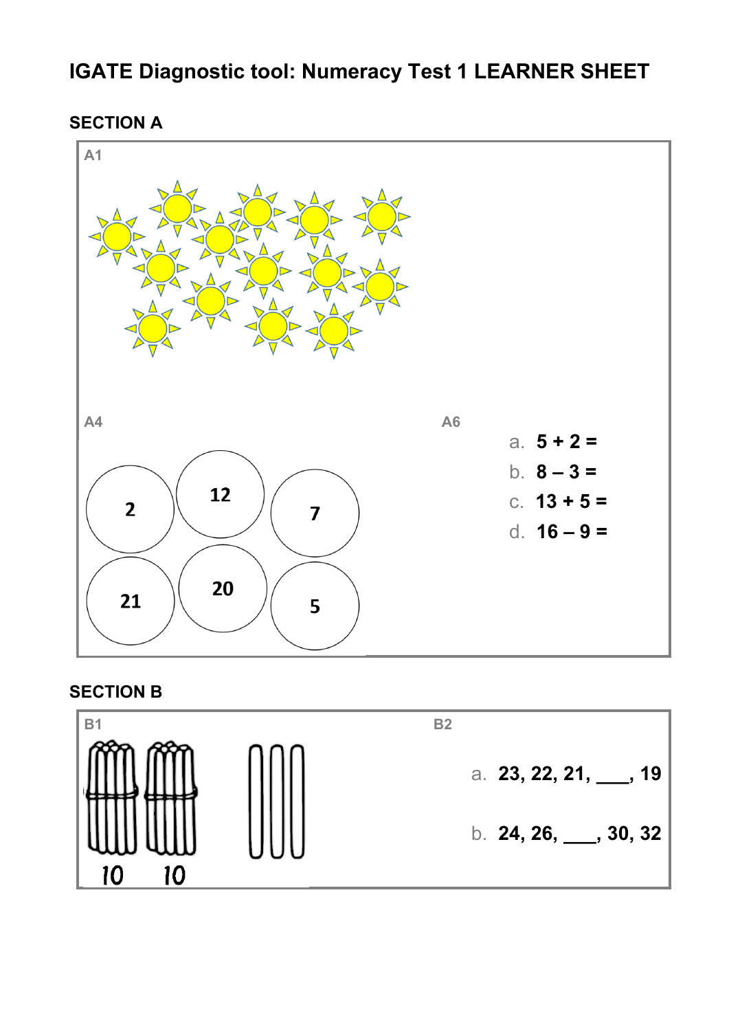# IGATE Diagnostic tool: Numeracy Test 1 LEARNER SHEET

## SECTION A

**A1**

**A4**

2 12 7

21 20 5

**A6**

a. **5 + 2 =**

b. **8 – 3 =**

c. **13 + 5 =**

d. **16 – 9 =**

## SECTION B

**B1**

10 10

**B2**

a. **23, 22, 21, \_\_\_, 19**

b. **24, 26, \_\_\_, 30, 32**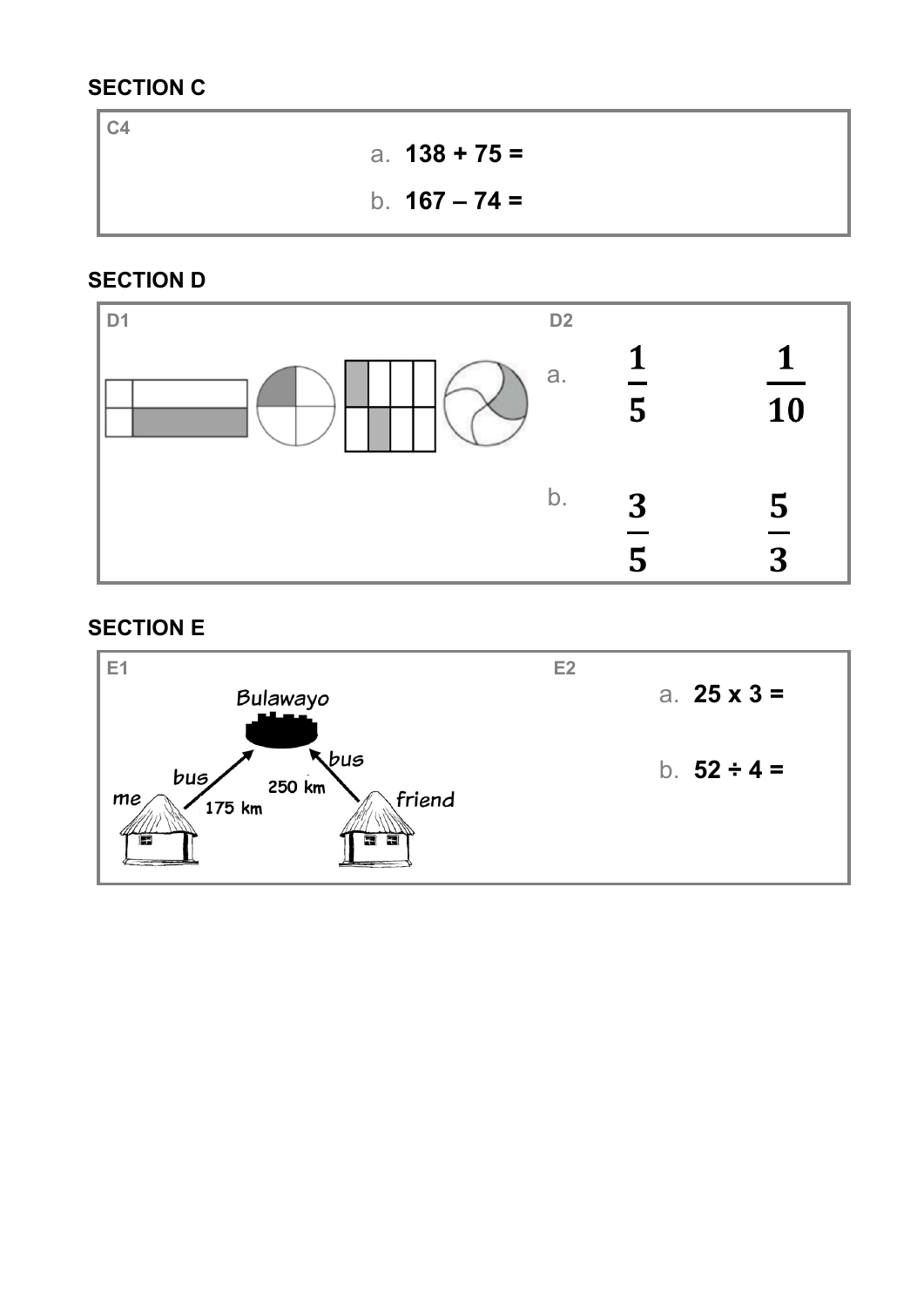## SECTION C

C4

a. **138 + 75 =**

b. **167 – 74 =**

## SECTION D

D1

D2

a. $\frac{1}{5}$ $\frac{1}{10}$

b. $\frac{3}{5}$ $\frac{5}{3}$

## SECTION E

E1

Bulawayo

me — bus — 175 km

friend — bus — 250 km

E2

a. **25 x 3 =**

b. **52 ÷ 4 =**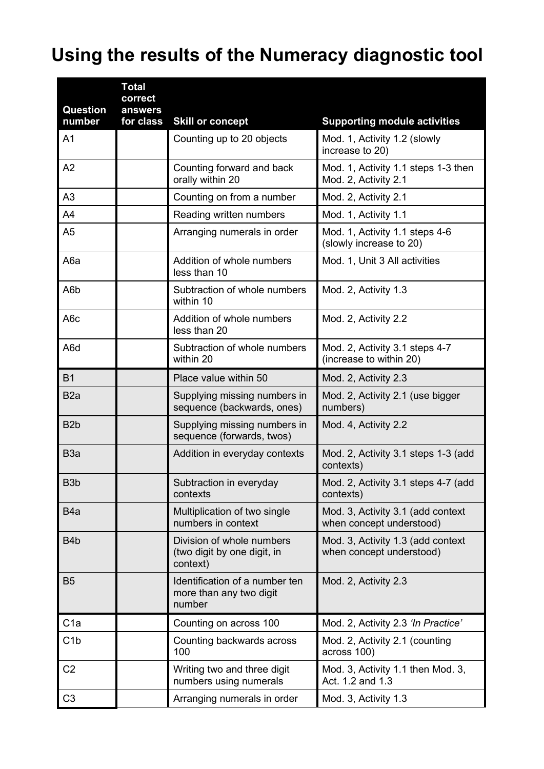# Using the results of the Numeracy diagnostic tool

| Question number | Total correct answers for class | Skill or concept | Supporting module activities |
|---|---|---|---|
| A1 | | Counting up to 20 objects | Mod. 1, Activity 1.2 (slowly increase to 20) |
| A2 | | Counting forward and back orally within 20 | Mod. 1, Activity 1.1 steps 1-3 then Mod. 2, Activity 2.1 |
| A3 | | Counting on from a number | Mod. 2, Activity 2.1 |
| A4 | | Reading written numbers | Mod. 1, Activity 1.1 |
| A5 | | Arranging numerals in order | Mod. 1, Activity 1.1 steps 4-6 (slowly increase to 20) |
| A6a | | Addition of whole numbers less than 10 | Mod. 1, Unit 3 All activities |
| A6b | | Subtraction of whole numbers within 10 | Mod. 2, Activity 1.3 |
| A6c | | Addition of whole numbers less than 20 | Mod. 2, Activity 2.2 |
| A6d | | Subtraction of whole numbers within 20 | Mod. 2, Activity 3.1 steps 4-7 (increase to within 20) |
| B1 | | Place value within 50 | Mod. 2, Activity 2.3 |
| B2a | | Supplying missing numbers in sequence (backwards, ones) | Mod. 2, Activity 2.1 (use bigger numbers) |
| B2b | | Supplying missing numbers in sequence (forwards, twos) | Mod. 4, Activity 2.2 |
| B3a | | Addition in everyday contexts | Mod. 2, Activity 3.1 steps 1-3 (add contexts) |
| B3b | | Subtraction in everyday contexts | Mod. 2, Activity 3.1 steps 4-7 (add contexts) |
| B4a | | Multiplication of two single numbers in context | Mod. 3, Activity 3.1 (add context when concept understood) |
| B4b | | Division of whole numbers (two digit by one digit, in context) | Mod. 3, Activity 1.3 (add context when concept understood) |
| B5 | | Identification of a number ten more than any two digit number | Mod. 2, Activity 2.3 |
| C1a | | Counting on across 100 | Mod. 2, Activity 2.3 *'In Practice'* |
| C1b | | Counting backwards across 100 | Mod. 2, Activity 2.1 (counting across 100) |
| C2 | | Writing two and three digit numbers using numerals | Mod. 3, Activity 1.1 then Mod. 3, Act. 1.2 and 1.3 |
| C3 | | Arranging numerals in order | Mod. 3, Activity 1.3 |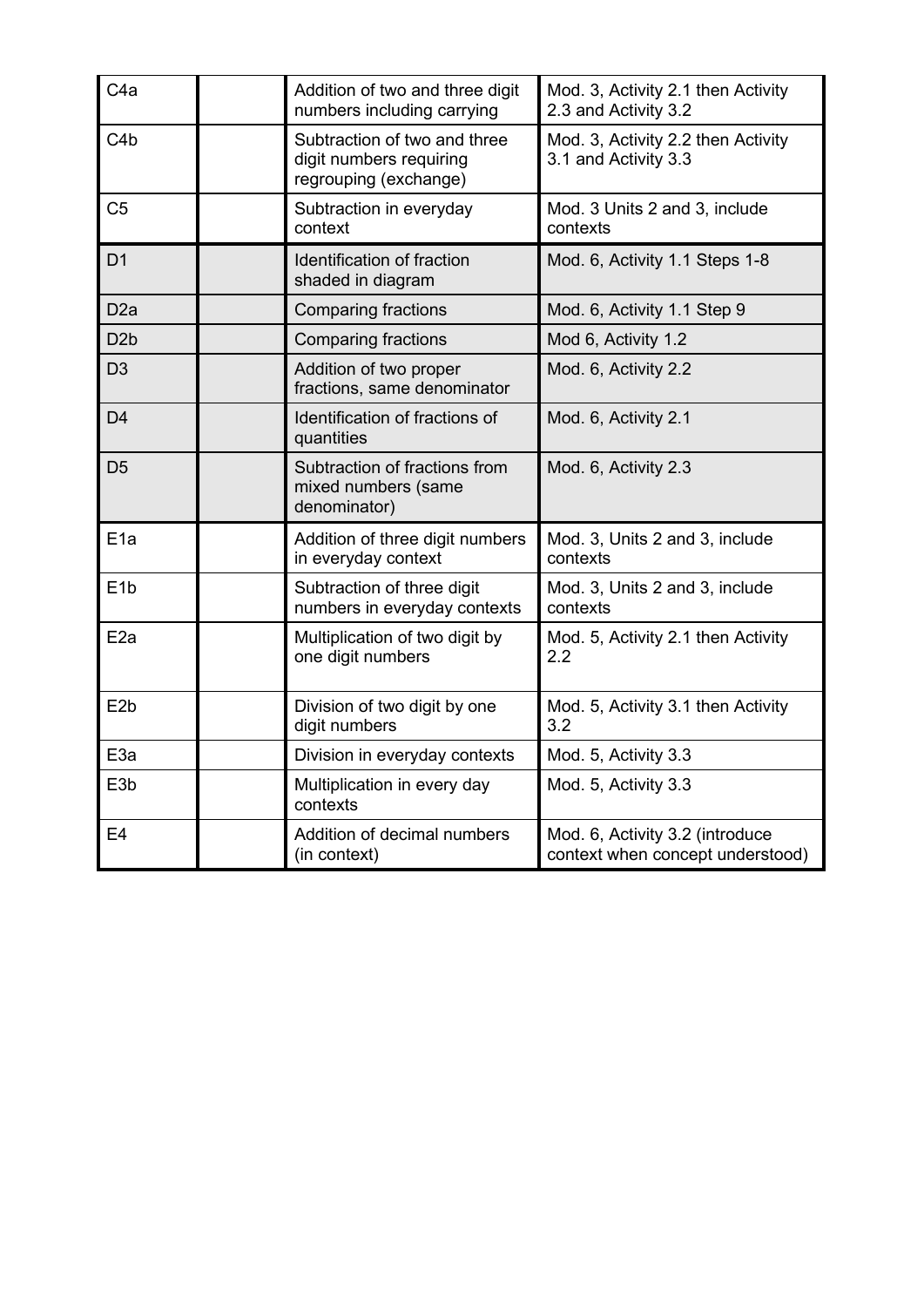| | | | |
|---|---|---|---|
| C4a | | Addition of two and three digit numbers including carrying | Mod. 3, Activity 2.1 then Activity 2.3 and Activity 3.2 |
| C4b | | Subtraction of two and three digit numbers requiring regrouping (exchange) | Mod. 3, Activity 2.2 then Activity 3.1 and Activity 3.3 |
| C5 | | Subtraction in everyday context | Mod. 3 Units 2 and 3, include contexts |
| D1 | | Identification of fraction shaded in diagram | Mod. 6, Activity 1.1 Steps 1-8 |
| D2a | | Comparing fractions | Mod. 6, Activity 1.1 Step 9 |
| D2b | | Comparing fractions | Mod 6, Activity 1.2 |
| D3 | | Addition of two proper fractions, same denominator | Mod. 6, Activity 2.2 |
| D4 | | Identification of fractions of quantities | Mod. 6, Activity 2.1 |
| D5 | | Subtraction of fractions from mixed numbers (same denominator) | Mod. 6, Activity 2.3 |
| E1a | | Addition of three digit numbers in everyday context | Mod. 3, Units 2 and 3, include contexts |
| E1b | | Subtraction of three digit numbers in everyday contexts | Mod. 3, Units 2 and 3, include contexts |
| E2a | | Multiplication of two digit by one digit numbers | Mod. 5, Activity 2.1 then Activity 2.2 |
| E2b | | Division of two digit by one digit numbers | Mod. 5, Activity 3.1 then Activity 3.2 |
| E3a | | Division in everyday contexts | Mod. 5, Activity 3.3 |
| E3b | | Multiplication in every day contexts | Mod. 5, Activity 3.3 |
| E4 | | Addition of decimal numbers (in context) | Mod. 6, Activity 3.2 (introduce context when concept understood) |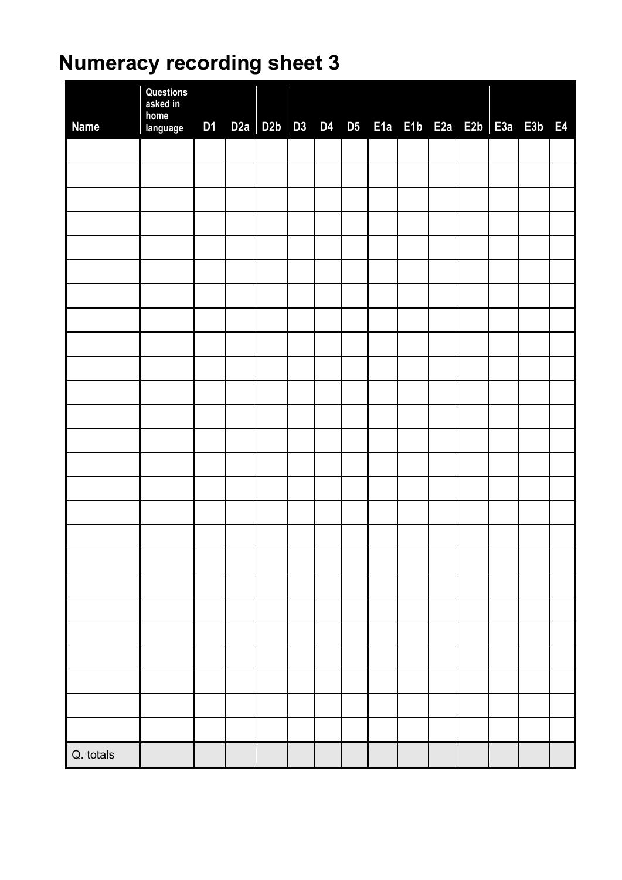# Numeracy recording sheet 3

| Name | Questions asked in home language | D1 | D2a | D2b | D3 | D4 | D5 | E1a | E1b | E2a | E2b | E3a | E3b | E4 |
|---|---|---|---|---|---|---|---|---|---|---|---|---|---|---|
| | | | | | | | | | | | | | | |
| | | | | | | | | | | | | | | |
| | | | | | | | | | | | | | | |
| | | | | | | | | | | | | | | |
| | | | | | | | | | | | | | | |
| | | | | | | | | | | | | | | |
| | | | | | | | | | | | | | | |
| | | | | | | | | | | | | | | |
| | | | | | | | | | | | | | | |
| | | | | | | | | | | | | | | |
| | | | | | | | | | | | | | | |
| | | | | | | | | | | | | | | |
| | | | | | | | | | | | | | | |
| | | | | | | | | | | | | | | |
| | | | | | | | | | | | | | | |
| | | | | | | | | | | | | | | |
| | | | | | | | | | | | | | | |
| | | | | | | | | | | | | | | |
| | | | | | | | | | | | | | | |
| | | | | | | | | | | | | | | |
| | | | | | | | | | | | | | | |
| | | | | | | | | | | | | | | |
| | | | | | | | | | | | | | | |
| | | | | | | | | | | | | | | |
| | | | | | | | | | | | | | | |
| Q. totals | | | | | | | | | | | | | | |